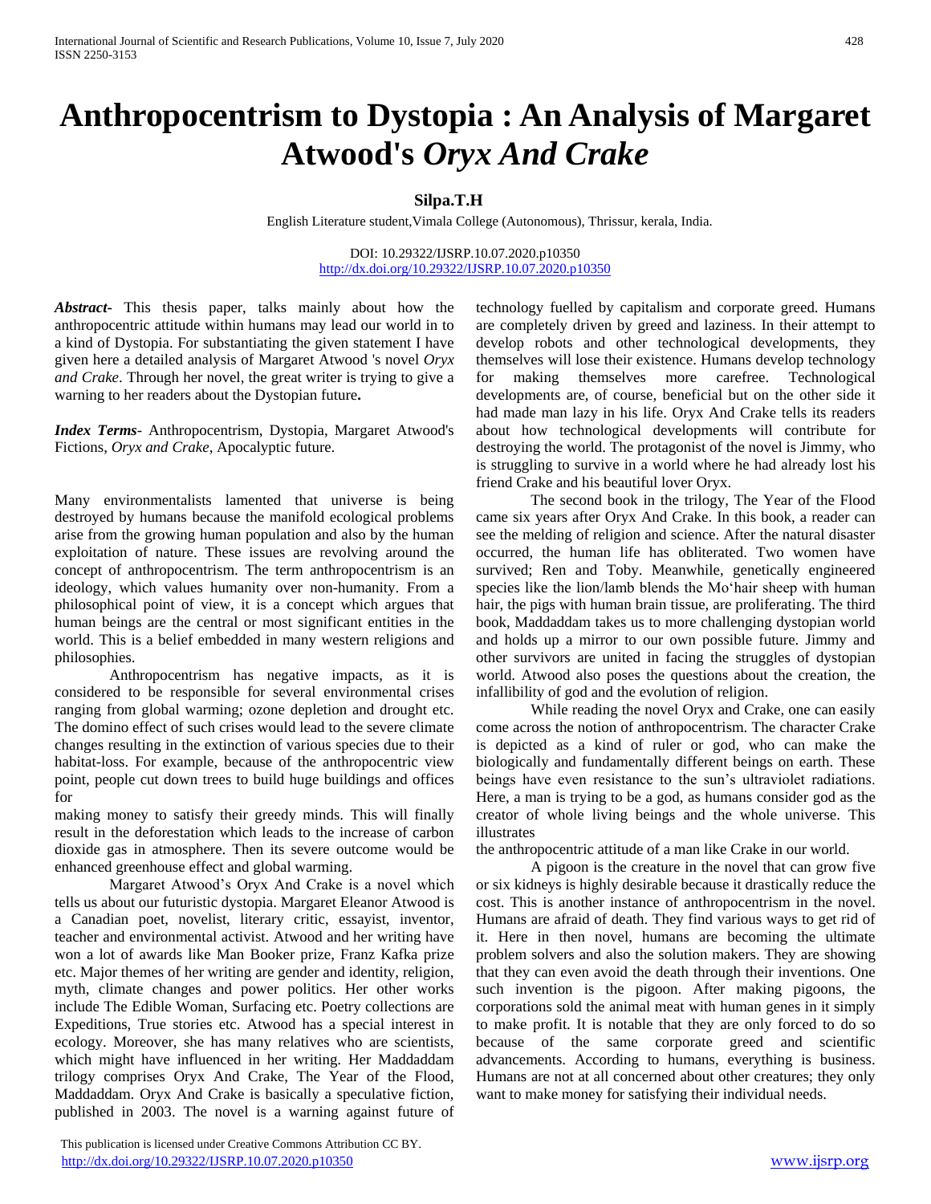# Anthropocentrism to Dystopia : An Analysis of Margaret Atwood's *Oryx And Crake*

**Silpa.T.H**

English Literature student,Vimala College (Autonomous), Thrissur, kerala, India.

DOI: 10.29322/IJSRP.10.07.2020.p10350
http://dx.doi.org/10.29322/IJSRP.10.07.2020.p10350

***Abstract-*** This thesis paper, talks mainly about how the anthropocentric attitude within humans may lead our world in to a kind of Dystopia. For substantiating the given statement I have given here a detailed analysis of Margaret Atwood 's novel *Oryx and Crake*. Through her novel, the great writer is trying to give a warning to her readers about the Dystopian future**.**

***Index Terms-*** Anthropocentrism, Dystopia, Margaret Atwood's Fictions, *Oryx and Crake*, Apocalyptic future.

Many environmentalists lamented that universe is being destroyed by humans because the manifold ecological problems arise from the growing human population and also by the human exploitation of nature. These issues are revolving around the concept of anthropocentrism. The term anthropocentrism is an ideology, which values humanity over non-humanity. From a philosophical point of view, it is a concept which argues that human beings are the central or most significant entities in the world. This is a belief embedded in many western religions and philosophies.

Anthropocentrism has negative impacts, as it is considered to be responsible for several environmental crises ranging from global warming; ozone depletion and drought etc. The domino effect of such crises would lead to the severe climate changes resulting in the extinction of various species due to their habitat-loss. For example, because of the anthropocentric view point, people cut down trees to build huge buildings and offices for making money to satisfy their greedy minds. This will finally result in the deforestation which leads to the increase of carbon dioxide gas in atmosphere. Then its severe outcome would be enhanced greenhouse effect and global warming.

Margaret Atwood's Oryx And Crake is a novel which tells us about our futuristic dystopia. Margaret Eleanor Atwood is a Canadian poet, novelist, literary critic, essayist, inventor, teacher and environmental activist. Atwood and her writing have won a lot of awards like Man Booker prize, Franz Kafka prize etc. Major themes of her writing are gender and identity, religion, myth, climate changes and power politics. Her other works include The Edible Woman, Surfacing etc. Poetry collections are Expeditions, True stories etc. Atwood has a special interest in ecology. Moreover, she has many relatives who are scientists, which might have influenced in her writing. Her Maddaddam trilogy comprises Oryx And Crake, The Year of the Flood, Maddaddam. Oryx And Crake is basically a speculative fiction, published in 2003. The novel is a warning against future of technology fuelled by capitalism and corporate greed. Humans are completely driven by greed and laziness. In their attempt to develop robots and other technological developments, they themselves will lose their existence. Humans develop technology for making themselves more carefree. Technological developments are, of course, beneficial but on the other side it had made man lazy in his life. Oryx And Crake tells its readers about how technological developments will contribute for destroying the world. The protagonist of the novel is Jimmy, who is struggling to survive in a world where he had already lost his friend Crake and his beautiful lover Oryx.

The second book in the trilogy, The Year of the Flood came six years after Oryx And Crake. In this book, a reader can see the melding of religion and science. After the natural disaster occurred, the human life has obliterated. Two women have survived; Ren and Toby. Meanwhile, genetically engineered species like the lion/lamb blends the Mo'hair sheep with human hair, the pigs with human brain tissue, are proliferating. The third book, Maddaddam takes us to more challenging dystopian world and holds up a mirror to our own possible future. Jimmy and other survivors are united in facing the struggles of dystopian world. Atwood also poses the questions about the creation, the infallibility of god and the evolution of religion.

While reading the novel Oryx and Crake, one can easily come across the notion of anthropocentrism. The character Crake is depicted as a kind of ruler or god, who can make the biologically and fundamentally different beings on earth. These beings have even resistance to the sun's ultraviolet radiations. Here, a man is trying to be a god, as humans consider god as the creator of whole living beings and the whole universe. This illustrates the anthropocentric attitude of a man like Crake in our world.

A pigoon is the creature in the novel that can grow five or six kidneys is highly desirable because it drastically reduce the cost. This is another instance of anthropocentrism in the novel. Humans are afraid of death. They find various ways to get rid of it. Here in then novel, humans are becoming the ultimate problem solvers and also the solution makers. They are showing that they can even avoid the death through their inventions. One such invention is the pigoon. After making pigoons, the corporations sold the animal meat with human genes in it simply to make profit. It is notable that they are only forced to do so because of the same corporate greed and scientific advancements. According to humans, everything is business. Humans are not at all concerned about other creatures; they only want to make money for satisfying their individual needs.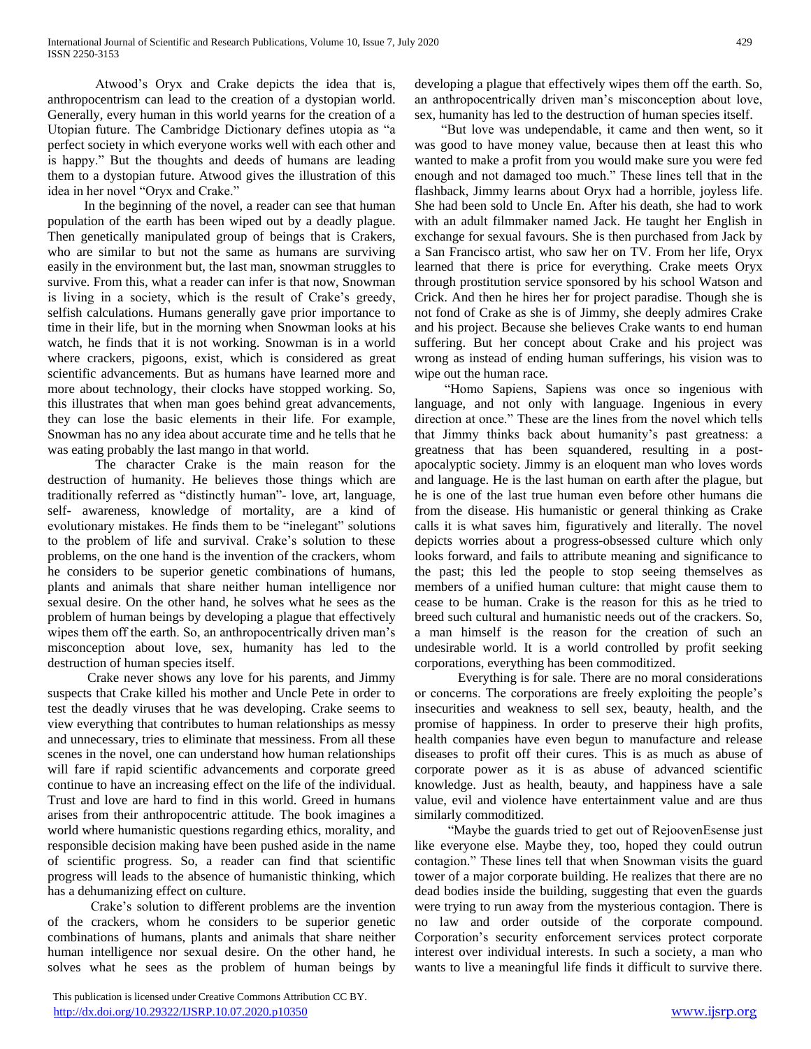Atwood's Oryx and Crake depicts the idea that is, anthropocentrism can lead to the creation of a dystopian world. Generally, every human in this world yearns for the creation of a Utopian future. The Cambridge Dictionary defines utopia as "a perfect society in which everyone works well with each other and is happy." But the thoughts and deeds of humans are leading them to a dystopian future. Atwood gives the illustration of this idea in her novel "Oryx and Crake."

In the beginning of the novel, a reader can see that human population of the earth has been wiped out by a deadly plague. Then genetically manipulated group of beings that is Crakers, who are similar to but not the same as humans are surviving easily in the environment but, the last man, snowman struggles to survive. From this, what a reader can infer is that now, Snowman is living in a society, which is the result of Crake's greedy, selfish calculations. Humans generally gave prior importance to time in their life, but in the morning when Snowman looks at his watch, he finds that it is not working. Snowman is in a world where crackers, pigoons, exist, which is considered as great scientific advancements. But as humans have learned more and more about technology, their clocks have stopped working. So, this illustrates that when man goes behind great advancements, they can lose the basic elements in their life. For example, Snowman has no any idea about accurate time and he tells that he was eating probably the last mango in that world.

The character Crake is the main reason for the destruction of humanity. He believes those things which are traditionally referred as "distinctly human"- love, art, language, self- awareness, knowledge of mortality, are a kind of evolutionary mistakes. He finds them to be "inelegant" solutions to the problem of life and survival. Crake's solution to these problems, on the one hand is the invention of the crackers, whom he considers to be superior genetic combinations of humans, plants and animals that share neither human intelligence nor sexual desire. On the other hand, he solves what he sees as the problem of human beings by developing a plague that effectively wipes them off the earth. So, an anthropocentrically driven man's misconception about love, sex, humanity has led to the destruction of human species itself.

Crake never shows any love for his parents, and Jimmy suspects that Crake killed his mother and Uncle Pete in order to test the deadly viruses that he was developing. Crake seems to view everything that contributes to human relationships as messy and unnecessary, tries to eliminate that messiness. From all these scenes in the novel, one can understand how human relationships will fare if rapid scientific advancements and corporate greed continue to have an increasing effect on the life of the individual. Trust and love are hard to find in this world. Greed in humans arises from their anthropocentric attitude. The book imagines a world where humanistic questions regarding ethics, morality, and responsible decision making have been pushed aside in the name of scientific progress. So, a reader can find that scientific progress will leads to the absence of humanistic thinking, which has a dehumanizing effect on culture.

Crake's solution to different problems are the invention of the crackers, whom he considers to be superior genetic combinations of humans, plants and animals that share neither human intelligence nor sexual desire. On the other hand, he solves what he sees as the problem of human beings by developing a plague that effectively wipes them off the earth. So, an anthropocentrically driven man's misconception about love, sex, humanity has led to the destruction of human species itself.

"But love was undependable, it came and then went, so it was good to have money value, because then at least this who wanted to make a profit from you would make sure you were fed enough and not damaged too much." These lines tell that in the flashback, Jimmy learns about Oryx had a horrible, joyless life. She had been sold to Uncle En. After his death, she had to work with an adult filmmaker named Jack. He taught her English in exchange for sexual favours. She is then purchased from Jack by a San Francisco artist, who saw her on TV. From her life, Oryx learned that there is price for everything. Crake meets Oryx through prostitution service sponsored by his school Watson and Crick. And then he hires her for project paradise. Though she is not fond of Crake as she is of Jimmy, she deeply admires Crake and his project. Because she believes Crake wants to end human suffering. But her concept about Crake and his project was wrong as instead of ending human sufferings, his vision was to wipe out the human race.

"Homo Sapiens, Sapiens was once so ingenious with language, and not only with language. Ingenious in every direction at once." These are the lines from the novel which tells that Jimmy thinks back about humanity's past greatness: a greatness that has been squandered, resulting in a post-apocalyptic society. Jimmy is an eloquent man who loves words and language. He is the last human on earth after the plague, but he is one of the last true human even before other humans die from the disease. His humanistic or general thinking as Crake calls it is what saves him, figuratively and literally. The novel depicts worries about a progress-obsessed culture which only looks forward, and fails to attribute meaning and significance to the past; this led the people to stop seeing themselves as members of a unified human culture: that might cause them to cease to be human. Crake is the reason for this as he tried to breed such cultural and humanistic needs out of the crackers. So, a man himself is the reason for the creation of such an undesirable world. It is a world controlled by profit seeking corporations, everything has been commoditized.

Everything is for sale. There are no moral considerations or concerns. The corporations are freely exploiting the people's insecurities and weakness to sell sex, beauty, health, and the promise of happiness. In order to preserve their high profits, health companies have even begun to manufacture and release diseases to profit off their cures. This is as much as abuse of corporate power as it is as abuse of advanced scientific knowledge. Just as health, beauty, and happiness have a sale value, evil and violence have entertainment value and are thus similarly commoditized.

"Maybe the guards tried to get out of RejoovenEsense just like everyone else. Maybe they, too, hoped they could outrun contagion." These lines tell that when Snowman visits the guard tower of a major corporate building. He realizes that there are no dead bodies inside the building, suggesting that even the guards were trying to run away from the mysterious contagion. There is no law and order outside of the corporate compound. Corporation's security enforcement services protect corporate interest over individual interests. In such a society, a man who wants to live a meaningful life finds it difficult to survive there.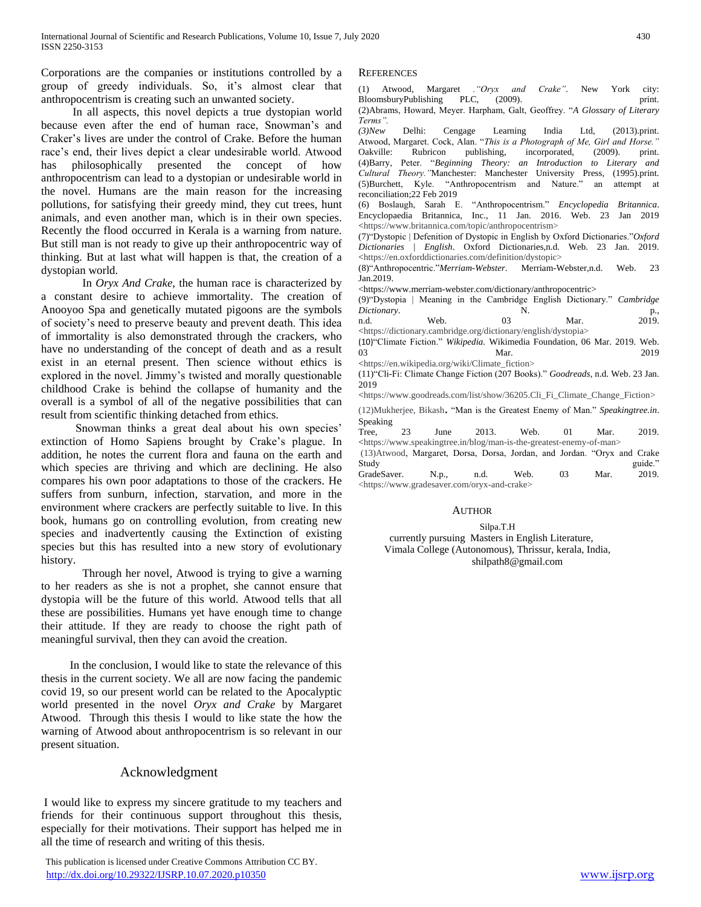Corporations are the companies or institutions controlled by a group of greedy individuals. So, it's almost clear that anthropocentrism is creating such an unwanted society.

In all aspects, this novel depicts a true dystopian world because even after the end of human race, Snowman's and Craker's lives are under the control of Crake. Before the human race's end, their lives depict a clear undesirable world. Atwood has philosophically presented the concept of how anthropocentrism can lead to a dystopian or undesirable world in the novel. Humans are the main reason for the increasing pollutions, for satisfying their greedy mind, they cut trees, hunt animals, and even another man, which is in their own species. Recently the flood occurred in Kerala is a warning from nature. But still man is not ready to give up their anthropocentric way of thinking. But at last what will happen is that, the creation of a dystopian world.

In *Oryx And Crake*, the human race is characterized by a constant desire to achieve immortality. The creation of Anooyoo Spa and genetically mutated pigoons are the symbols of society's need to preserve beauty and prevent death. This idea of immortality is also demonstrated through the crackers, who have no understanding of the concept of death and as a result exist in an eternal present. Then science without ethics is explored in the novel. Jimmy's twisted and morally questionable childhood Crake is behind the collapse of humanity and the overall is a symbol of all of the negative possibilities that can result from scientific thinking detached from ethics.

Snowman thinks a great deal about his own species' extinction of Homo Sapiens brought by Crake's plague. In addition, he notes the current flora and fauna on the earth and which species are thriving and which are declining. He also compares his own poor adaptations to those of the crackers. He suffers from sunburn, infection, starvation, and more in the environment where crackers are perfectly suitable to live. In this book, humans go on controlling evolution, from creating new species and inadvertently causing the Extinction of existing species but this has resulted into a new story of evolutionary history.

Through her novel, Atwood is trying to give a warning to her readers as she is not a prophet, she cannot ensure that dystopia will be the future of this world. Atwood tells that all these are possibilities. Humans yet have enough time to change their attitude. If they are ready to choose the right path of meaningful survival, then they can avoid the creation.

In the conclusion, I would like to state the relevance of this thesis in the current society. We all are now facing the pandemic covid 19, so our present world can be related to the Apocalyptic world presented in the novel *Oryx and Crake* by Margaret Atwood. Through this thesis I would to like state the how the warning of Atwood about anthropocentrism is so relevant in our present situation.

## Acknowledgment

I would like to express my sincere gratitude to my teachers and friends for their continuous support throughout this thesis, especially for their motivations. Their support has helped me in all the time of research and writing of this thesis.

## References

(1) Atwood, Margaret .*"Oryx and Crake"*. New York city: BloomsburyPublishing PLC, (2009). print.

(2)Abrams, Howard, Meyer. Harpham, Galt, Geoffrey. "*A Glossary of Literary Terms".*

*(3)New* Delhi: Cengage Learning India Ltd, (2013).print. Atwood, Margaret. Cock, Alan. "*This is a Photograph of Me, Girl and Horse."* Oakville: Rubricon publishing, incorporated, (2009). print.

(4)Barry, Peter. "*Beginning Theory: an Introduction to Literary and Cultural Theory."*Manchester: Manchester University Press, (1995).print.

(5)Burchett, Kyle. "Anthropocentrism and Nature." an attempt at reconciliation;22 Feb 2019

(6) Boslaugh, Sarah E. "Anthropocentrism." *Encyclopedia Britannica*. Encyclopaedia Britannica, Inc., 11 Jan. 2016. Web. 23 Jan 2019 <https://www.britannica.com/topic/anthropocentrism>

(7)"Dystopic | Defenition of Dystopic in English by Oxford Dictionaries."*Oxford Dictionaries | English*. Oxford Dictionaries,n.d. Web. 23 Jan. 2019. <https://en.oxforddictionaries.com/definition/dystopic>

(8)"Anthropocentric."*Merriam-Webster.* Merriam-Webster,n.d. Web. 23 Jan.2019. <https://www.merriam-webster.com/dictionary/anthropocentric>

(9)"Dystopia | Meaning in the Cambridge English Dictionary." *Cambridge Dictionary*. N. p., n.d. Web. 03 Mar. 2019. <https://dictionary.cambridge.org/dictionary/english/dystopia>

(10)"Climate Fiction." *Wikipedia.* Wikimedia Foundation, 06 Mar. 2019. Web. 03 Mar. 2019 <https://en.wikipedia.org/wiki/Climate_fiction>

(11)"Cli-Fi: Climate Change Fiction (207 Books)." *Goodreads*, n.d. Web. 23 Jan. 2019 <https://www.goodreads.com/list/show/36205.Cli_Fi_Climate_Change_Fiction>

(12)Mukherjee, Bikash. "Man is the Greatest Enemy of Man." *Speakingtree.in*. Speaking Tree, 23 June 2013. Web. 01 Mar. 2019. <https://www.speakingtree.in/blog/man-is-the-greatest-enemy-of-man>

(13)Atwood, Margaret, Dorsa, Dorsa, Jordan, and Jordan. "Oryx and Crake Study guide." GradeSaver. N.p., n.d. Web. 03 Mar. 2019. <https://www.gradesaver.com/oryx-and-crake>

## Author

Silpa.T.H
currently pursuing Masters in English Literature,
Vimala College (Autonomous), Thrissur, kerala, India,
shilpath8@gmail.com

This publication is licensed under Creative Commons Attribution CC BY.
http://dx.doi.org/10.29322/IJSRP.10.07.2020.p10350